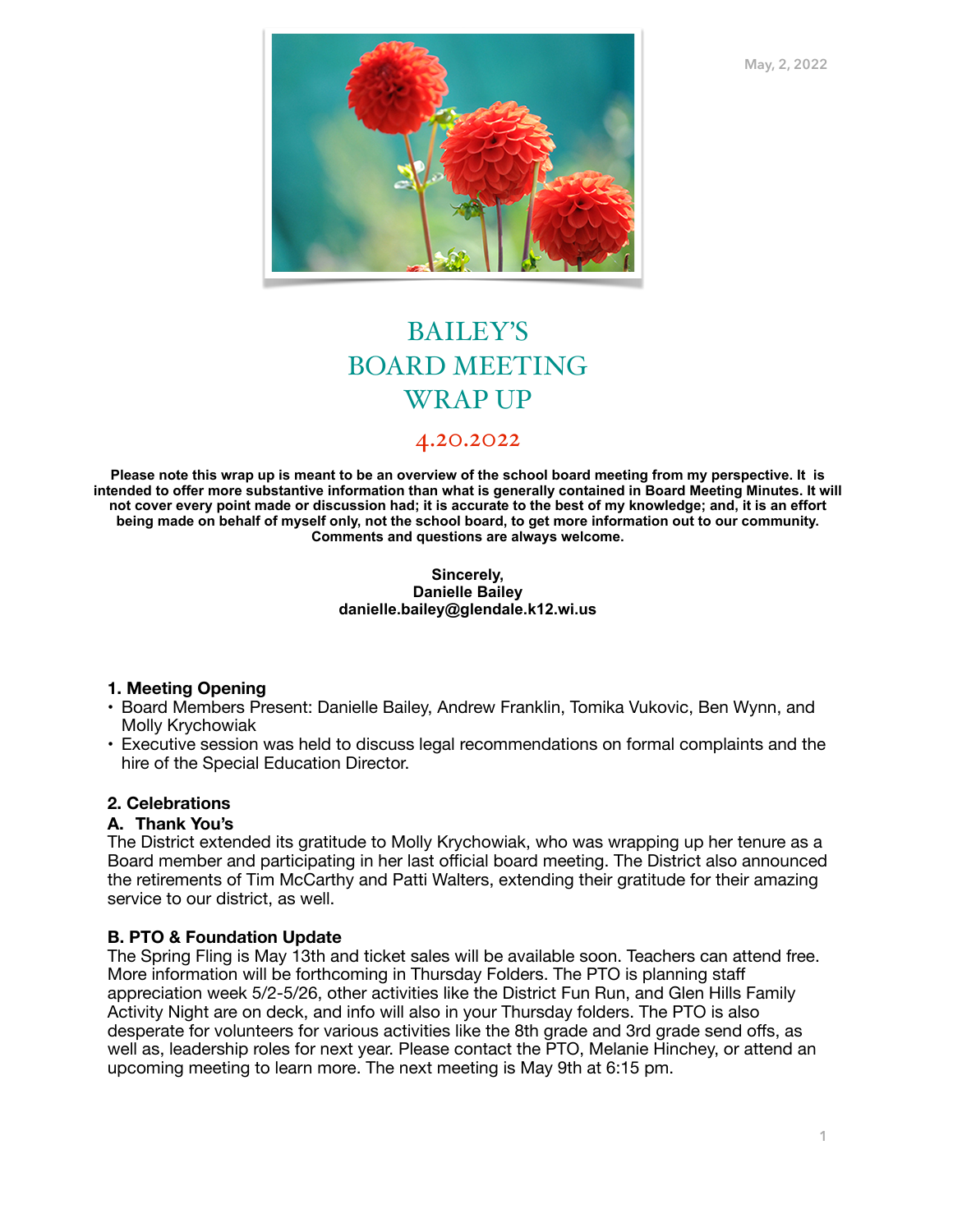May, 2, 2022

# BAILEY'S BOARD MEETING WRAP UP

## 4.20.2022

**Please note this wrap up is meant to be an overview of the school board meeting from my perspective. It is intended to offer more substantive information than what is generally contained in Board Meeting Minutes. It will not cover every point made or discussion had; it is accurate to the best of my knowledge; and, it is an effort being made on behalf of myself only, not the school board, to get more information out to our community. Comments and questions are always welcome.**

**Sincerely,**
**Danielle Bailey**
**danielle.bailey@glendale.k12.wi.us**

### 1. Meeting Opening

- Board Members Present: Danielle Bailey, Andrew Franklin, Tomika Vukovic, Ben Wynn, and Molly Krychowiak
- Executive session was held to discuss legal recommendations on formal complaints and the hire of the Special Education Director.

### 2. Celebrations

**A. Thank You's**

The District extended its gratitude to Molly Krychowiak, who was wrapping up her tenure as a Board member and participating in her last official board meeting. The District also announced the retirements of Tim McCarthy and Patti Walters, extending their gratitude for their amazing service to our district, as well.

**B. PTO & Foundation Update**

The Spring Fling is May 13th and ticket sales will be available soon. Teachers can attend free. More information will be forthcoming in Thursday Folders. The PTO is planning staff appreciation week 5/2-5/26, other activities like the District Fun Run, and Glen Hills Family Activity Night are on deck, and info will also in your Thursday folders. The PTO is also desperate for volunteers for various activities like the 8th grade and 3rd grade send offs, as well as, leadership roles for next year. Please contact the PTO, Melanie Hinchey, or attend an upcoming meeting to learn more. The next meeting is May 9th at 6:15 pm.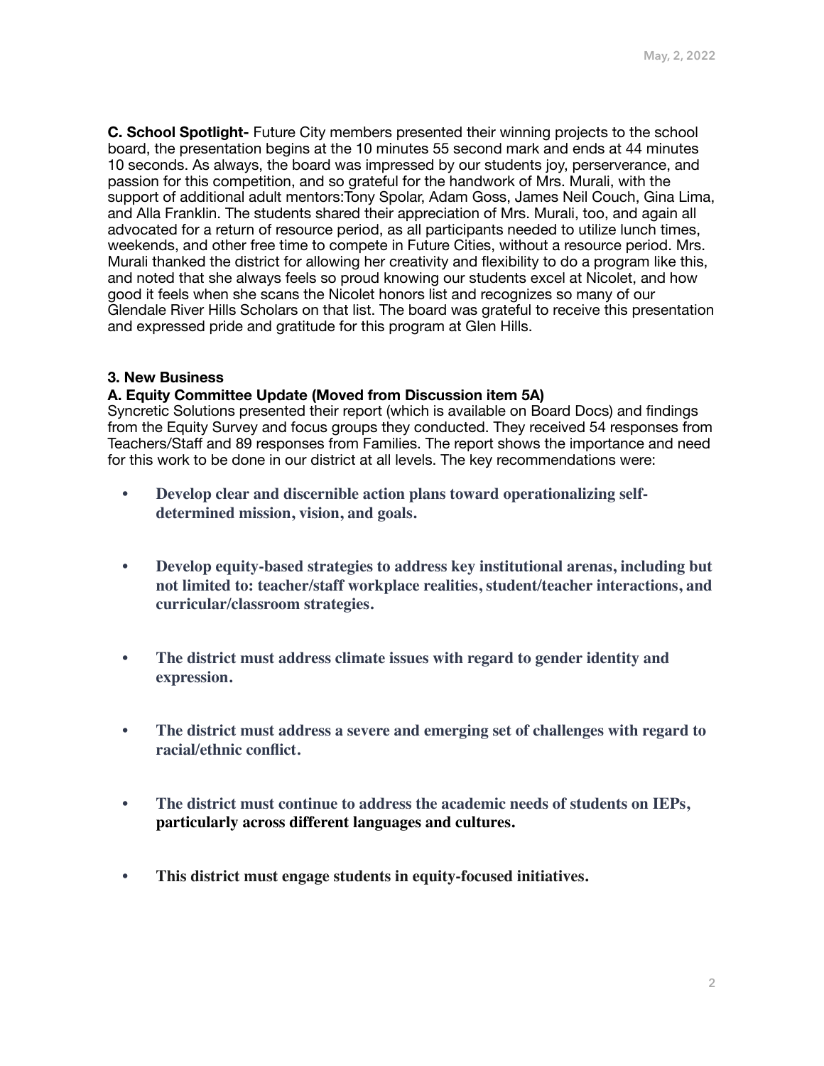**C. School Spotlight-** Future City members presented their winning projects to the school board, the presentation begins at the 10 minutes 55 second mark and ends at 44 minutes 10 seconds. As always, the board was impressed by our students joy, perserverance, and passion for this competition, and so grateful for the handwork of Mrs. Murali, with the support of additional adult mentors:Tony Spolar, Adam Goss, James Neil Couch, Gina Lima, and Alla Franklin. The students shared their appreciation of Mrs. Murali, too, and again all advocated for a return of resource period, as all participants needed to utilize lunch times, weekends, and other free time to compete in Future Cities, without a resource period. Mrs. Murali thanked the district for allowing her creativity and flexibility to do a program like this, and noted that she always feels so proud knowing our students excel at Nicolet, and how good it feels when she scans the Nicolet honors list and recognizes so many of our Glendale River Hills Scholars on that list. The board was grateful to receive this presentation and expressed pride and gratitude for this program at Glen Hills.

**3. New Business**

**A. Equity Committee Update (Moved from Discussion item 5A)**

Syncretic Solutions presented their report (which is available on Board Docs) and findings from the Equity Survey and focus groups they conducted. They received 54 responses from Teachers/Staff and 89 responses from Families. The report shows the importance and need for this work to be done in our district at all levels. The key recommendations were:

- **Develop clear and discernible action plans toward operationalizing self-determined mission, vision, and goals.**
- **Develop equity-based strategies to address key institutional arenas, including but not limited to: teacher/staff workplace realities, student/teacher interactions, and curricular/classroom strategies.**
- **The district must address climate issues with regard to gender identity and expression.**
- **The district must address a severe and emerging set of challenges with regard to racial/ethnic conflict.**
- **The district must continue to address the academic needs of students on IEPs, particularly across different languages and cultures.**
- **This district must engage students in equity-focused initiatives.**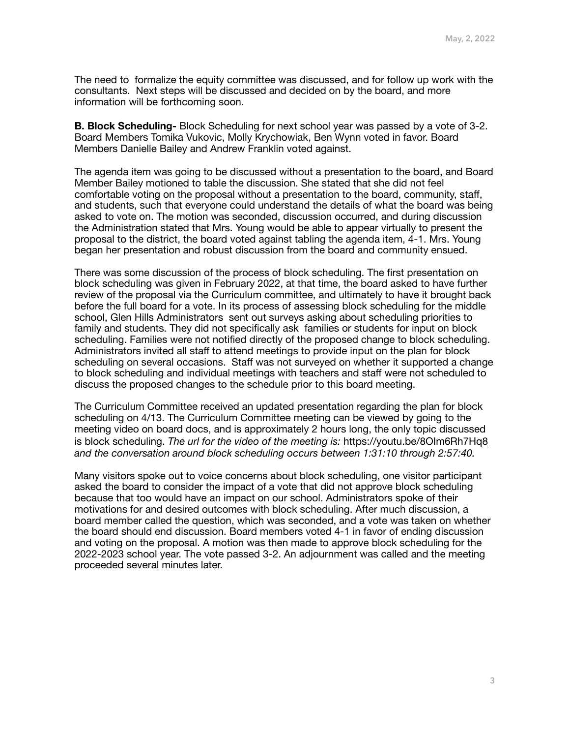The need to formalize the equity committee was discussed, and for follow up work with the consultants. Next steps will be discussed and decided on by the board, and more information will be forthcoming soon.

**B. Block Scheduling-** Block Scheduling for next school year was passed by a vote of 3-2. Board Members Tomika Vukovic, Molly Krychowiak, Ben Wynn voted in favor. Board Members Danielle Bailey and Andrew Franklin voted against.

The agenda item was going to be discussed without a presentation to the board, and Board Member Bailey motioned to table the discussion. She stated that she did not feel comfortable voting on the proposal without a presentation to the board, community, staff, and students, such that everyone could understand the details of what the board was being asked to vote on. The motion was seconded, discussion occurred, and during discussion the Administration stated that Mrs. Young would be able to appear virtually to present the proposal to the district, the board voted against tabling the agenda item, 4-1. Mrs. Young began her presentation and robust discussion from the board and community ensued.

There was some discussion of the process of block scheduling. The first presentation on block scheduling was given in February 2022, at that time, the board asked to have further review of the proposal via the Curriculum committee, and ultimately to have it brought back before the full board for a vote. In its process of assessing block scheduling for the middle school, Glen Hills Administrators sent out surveys asking about scheduling priorities to family and students. They did not specifically ask families or students for input on block scheduling. Families were not notified directly of the proposed change to block scheduling. Administrators invited all staff to attend meetings to provide input on the plan for block scheduling on several occasions. Staff was not surveyed on whether it supported a change to block scheduling and individual meetings with teachers and staff were not scheduled to discuss the proposed changes to the schedule prior to this board meeting.

The Curriculum Committee received an updated presentation regarding the plan for block scheduling on 4/13. The Curriculum Committee meeting can be viewed by going to the meeting video on board docs, and is approximately 2 hours long, the only topic discussed is block scheduling. *The url for the video of the meeting is:* https://youtu.be/8OIm6Rh7Hq8 *and the conversation around block scheduling occurs between 1:31:10 through 2:57:40.*

Many visitors spoke out to voice concerns about block scheduling, one visitor participant asked the board to consider the impact of a vote that did not approve block scheduling because that too would have an impact on our school. Administrators spoke of their motivations for and desired outcomes with block scheduling. After much discussion, a board member called the question, which was seconded, and a vote was taken on whether the board should end discussion. Board members voted 4-1 in favor of ending discussion and voting on the proposal. A motion was then made to approve block scheduling for the 2022-2023 school year. The vote passed 3-2. An adjournment was called and the meeting proceeded several minutes later.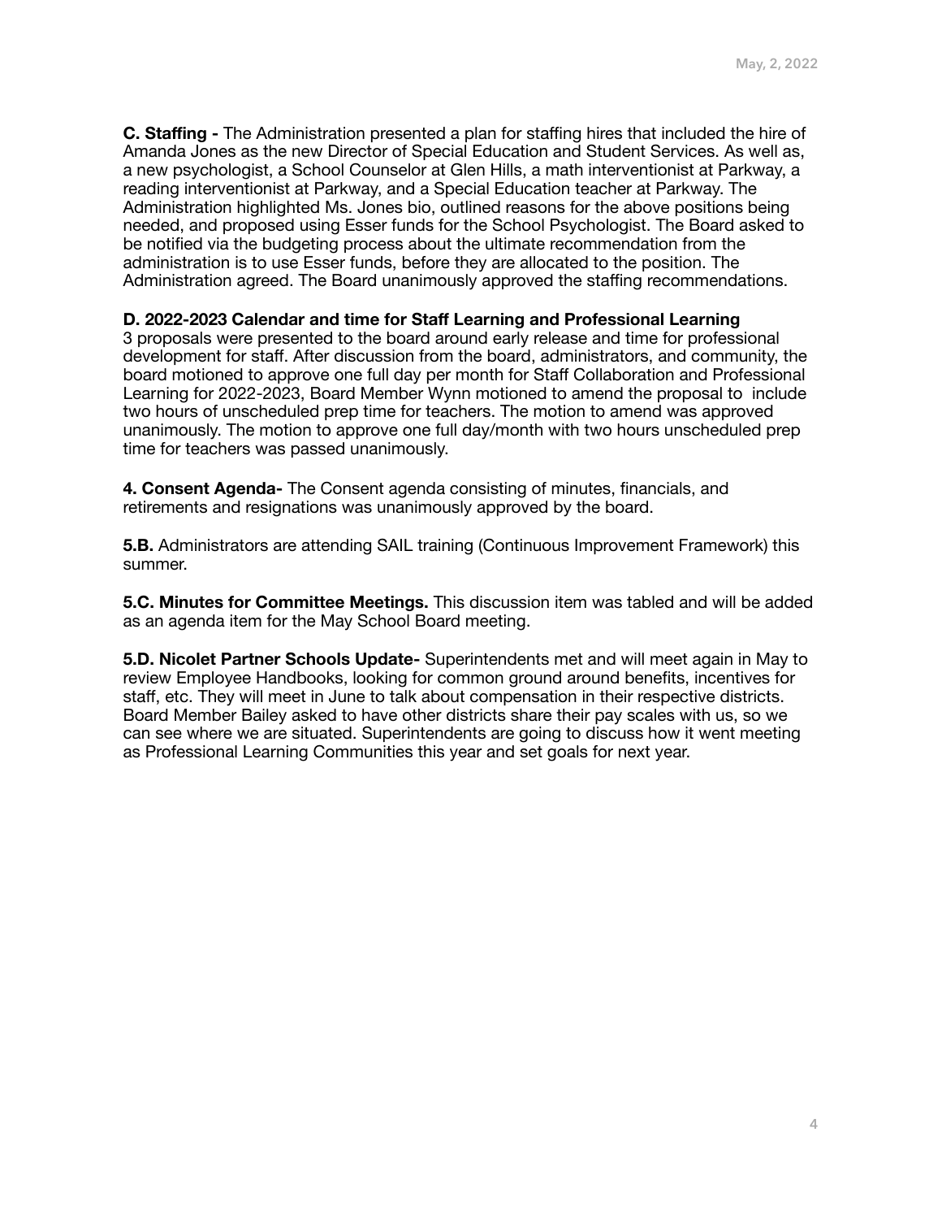**C. Staffing -** The Administration presented a plan for staffing hires that included the hire of Amanda Jones as the new Director of Special Education and Student Services. As well as, a new psychologist, a School Counselor at Glen Hills, a math interventionist at Parkway, a reading interventionist at Parkway, and a Special Education teacher at Parkway. The Administration highlighted Ms. Jones bio, outlined reasons for the above positions being needed, and proposed using Esser funds for the School Psychologist. The Board asked to be notified via the budgeting process about the ultimate recommendation from the administration is to use Esser funds, before they are allocated to the position. The Administration agreed. The Board unanimously approved the staffing recommendations.

**D. 2022-2023 Calendar and time for Staff Learning and Professional Learning**
3 proposals were presented to the board around early release and time for professional development for staff. After discussion from the board, administrators, and community, the board motioned to approve one full day per month for Staff Collaboration and Professional Learning for 2022-2023, Board Member Wynn motioned to amend the proposal to include two hours of unscheduled prep time for teachers. The motion to amend was approved unanimously. The motion to approve one full day/month with two hours unscheduled prep time for teachers was passed unanimously.

**4. Consent Agenda-** The Consent agenda consisting of minutes, financials, and retirements and resignations was unanimously approved by the board.

**5.B.** Administrators are attending SAIL training (Continuous Improvement Framework) this summer.

**5.C. Minutes for Committee Meetings.** This discussion item was tabled and will be added as an agenda item for the May School Board meeting.

**5.D. Nicolet Partner Schools Update-** Superintendents met and will meet again in May to review Employee Handbooks, looking for common ground around benefits, incentives for staff, etc. They will meet in June to talk about compensation in their respective districts. Board Member Bailey asked to have other districts share their pay scales with us, so we can see where we are situated. Superintendents are going to discuss how it went meeting as Professional Learning Communities this year and set goals for next year.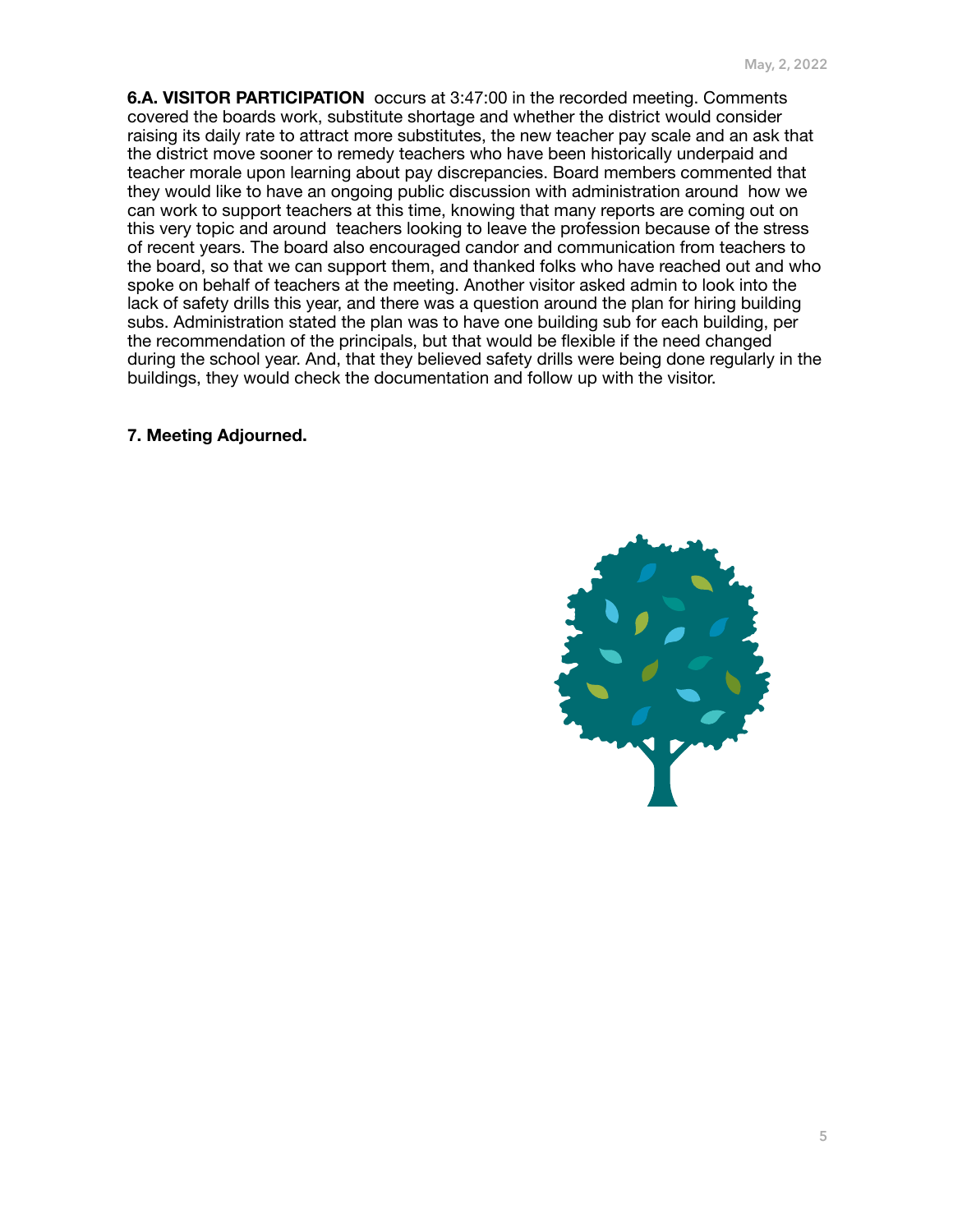**6.A. VISITOR PARTICIPATION** occurs at 3:47:00 in the recorded meeting. Comments covered the boards work, substitute shortage and whether the district would consider raising its daily rate to attract more substitutes, the new teacher pay scale and an ask that the district move sooner to remedy teachers who have been historically underpaid and teacher morale upon learning about pay discrepancies. Board members commented that they would like to have an ongoing public discussion with administration around how we can work to support teachers at this time, knowing that many reports are coming out on this very topic and around teachers looking to leave the profession because of the stress of recent years. The board also encouraged candor and communication from teachers to the board, so that we can support them, and thanked folks who have reached out and who spoke on behalf of teachers at the meeting. Another visitor asked admin to look into the lack of safety drills this year, and there was a question around the plan for hiring building subs. Administration stated the plan was to have one building sub for each building, per the recommendation of the principals, but that would be flexible if the need changed during the school year. And, that they believed safety drills were being done regularly in the buildings, they would check the documentation and follow up with the visitor.

**7. Meeting Adjourned.**